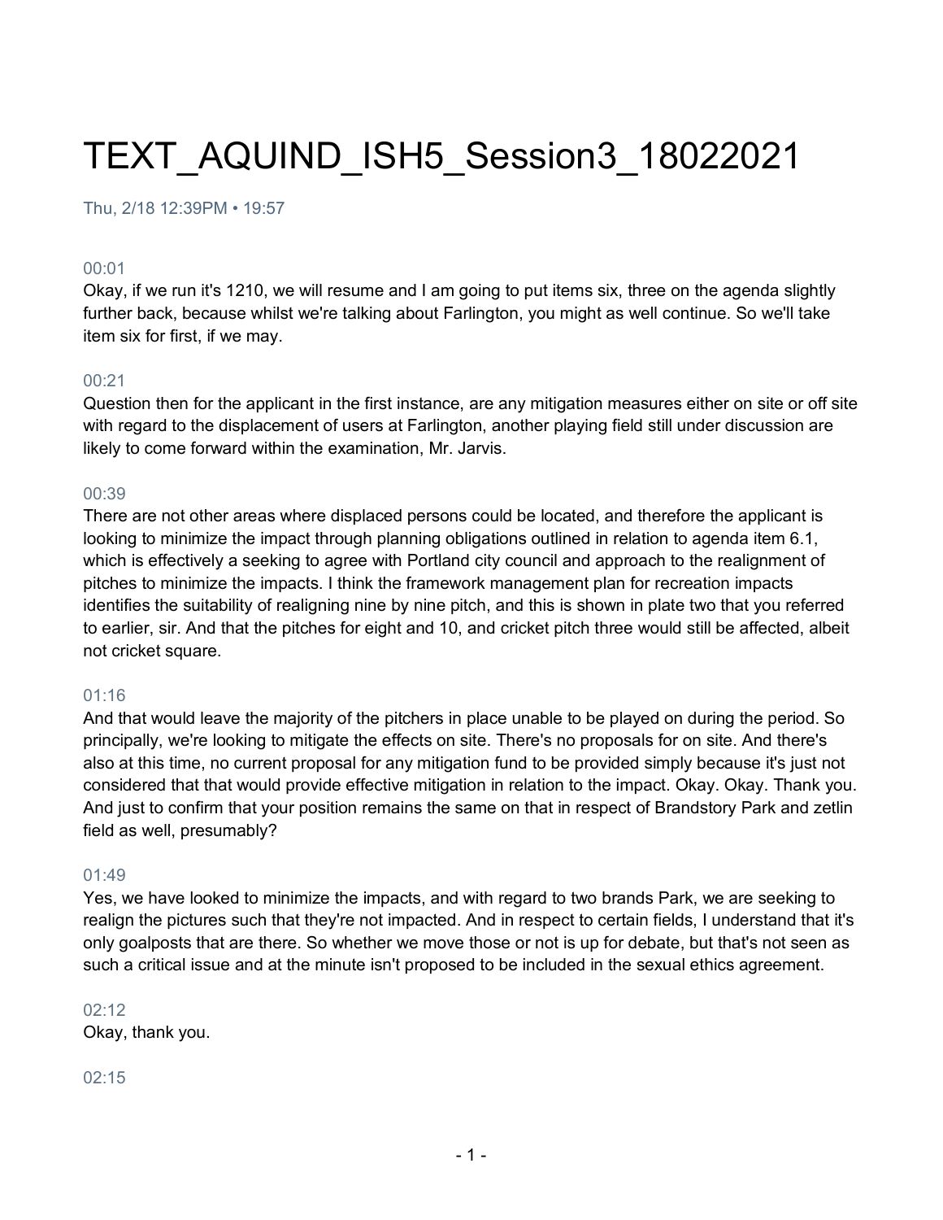# TEXT_AQUIND_ISH5_Session3_18022021

Thu, 2/18 12:39PM • 19:57

00:01
Okay, if we run it's 1210, we will resume and I am going to put items six, three on the agenda slightly further back, because whilst we're talking about Farlington, you might as well continue. So we'll take item six for first, if we may.

00:21
Question then for the applicant in the first instance, are any mitigation measures either on site or off site with regard to the displacement of users at Farlington, another playing field still under discussion are likely to come forward within the examination, Mr. Jarvis.

00:39
There are not other areas where displaced persons could be located, and therefore the applicant is looking to minimize the impact through planning obligations outlined in relation to agenda item 6.1, which is effectively a seeking to agree with Portland city council and approach to the realignment of pitches to minimize the impacts. I think the framework management plan for recreation impacts identifies the suitability of realigning nine by nine pitch, and this is shown in plate two that you referred to earlier, sir. And that the pitches for eight and 10, and cricket pitch three would still be affected, albeit not cricket square.

01:16
And that would leave the majority of the pitchers in place unable to be played on during the period. So principally, we're looking to mitigate the effects on site. There's no proposals for on site. And there's also at this time, no current proposal for any mitigation fund to be provided simply because it's just not considered that that would provide effective mitigation in relation to the impact. Okay. Okay. Thank you. And just to confirm that your position remains the same on that in respect of Brandstory Park and zetlin field as well, presumably?

01:49
Yes, we have looked to minimize the impacts, and with regard to two brands Park, we are seeking to realign the pictures such that they're not impacted. And in respect to certain fields, I understand that it's only goalposts that are there. So whether we move those or not is up for debate, but that's not seen as such a critical issue and at the minute isn't proposed to be included in the sexual ethics agreement.

02:12
Okay, thank you.

02:15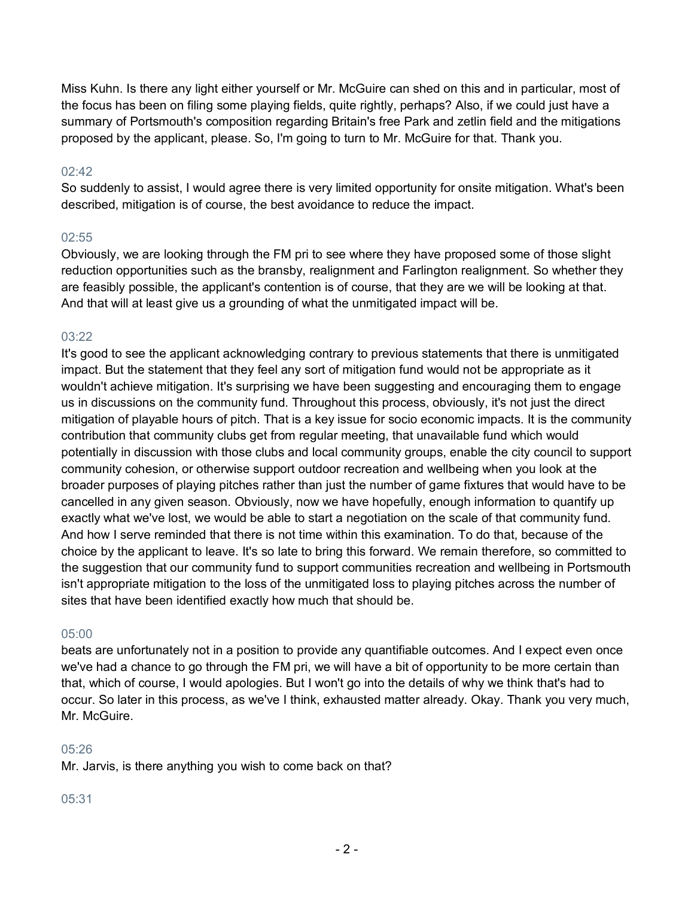Miss Kuhn. Is there any light either yourself or Mr. McGuire can shed on this and in particular, most of the focus has been on filing some playing fields, quite rightly, perhaps? Also, if we could just have a summary of Portsmouth's composition regarding Britain's free Park and zetlin field and the mitigations proposed by the applicant, please. So, I'm going to turn to Mr. McGuire for that. Thank you.

02:42

So suddenly to assist, I would agree there is very limited opportunity for onsite mitigation. What's been described, mitigation is of course, the best avoidance to reduce the impact.

02:55

Obviously, we are looking through the FM pri to see where they have proposed some of those slight reduction opportunities such as the bransby, realignment and Farlington realignment. So whether they are feasibly possible, the applicant's contention is of course, that they are we will be looking at that. And that will at least give us a grounding of what the unmitigated impact will be.

03:22

It's good to see the applicant acknowledging contrary to previous statements that there is unmitigated impact. But the statement that they feel any sort of mitigation fund would not be appropriate as it wouldn't achieve mitigation. It's surprising we have been suggesting and encouraging them to engage us in discussions on the community fund. Throughout this process, obviously, it's not just the direct mitigation of playable hours of pitch. That is a key issue for socio economic impacts. It is the community contribution that community clubs get from regular meeting, that unavailable fund which would potentially in discussion with those clubs and local community groups, enable the city council to support community cohesion, or otherwise support outdoor recreation and wellbeing when you look at the broader purposes of playing pitches rather than just the number of game fixtures that would have to be cancelled in any given season. Obviously, now we have hopefully, enough information to quantify up exactly what we've lost, we would be able to start a negotiation on the scale of that community fund. And how I serve reminded that there is not time within this examination. To do that, because of the choice by the applicant to leave. It's so late to bring this forward. We remain therefore, so committed to the suggestion that our community fund to support communities recreation and wellbeing in Portsmouth isn't appropriate mitigation to the loss of the unmitigated loss to playing pitches across the number of sites that have been identified exactly how much that should be.

05:00

beats are unfortunately not in a position to provide any quantifiable outcomes. And I expect even once we've had a chance to go through the FM pri, we will have a bit of opportunity to be more certain than that, which of course, I would apologies. But I won't go into the details of why we think that's had to occur. So later in this process, as we've I think, exhausted matter already. Okay. Thank you very much, Mr. McGuire.

05:26

Mr. Jarvis, is there anything you wish to come back on that?

05:31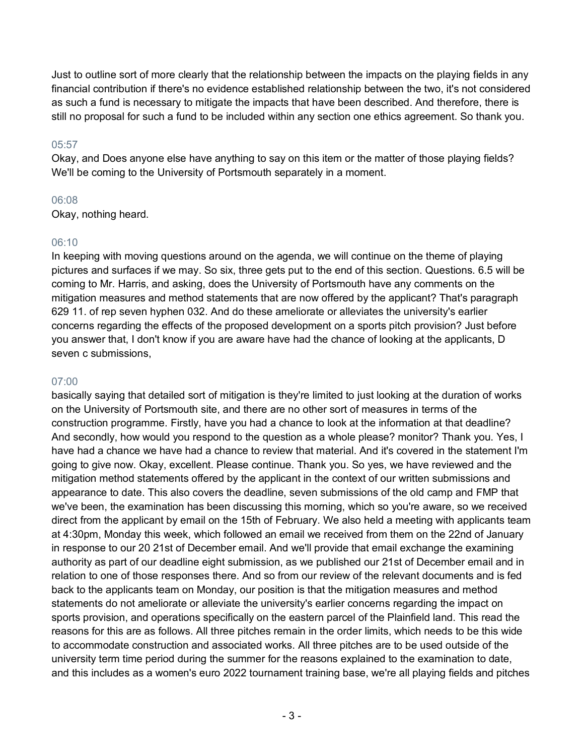Just to outline sort of more clearly that the relationship between the impacts on the playing fields in any financial contribution if there's no evidence established relationship between the two, it's not considered as such a fund is necessary to mitigate the impacts that have been described. And therefore, there is still no proposal for such a fund to be included within any section one ethics agreement. So thank you.

05:57

Okay, and Does anyone else have anything to say on this item or the matter of those playing fields? We'll be coming to the University of Portsmouth separately in a moment.

06:08

Okay, nothing heard.

06:10

In keeping with moving questions around on the agenda, we will continue on the theme of playing pictures and surfaces if we may. So six, three gets put to the end of this section. Questions. 6.5 will be coming to Mr. Harris, and asking, does the University of Portsmouth have any comments on the mitigation measures and method statements that are now offered by the applicant? That's paragraph 629 11. of rep seven hyphen 032. And do these ameliorate or alleviates the university's earlier concerns regarding the effects of the proposed development on a sports pitch provision? Just before you answer that, I don't know if you are aware have had the chance of looking at the applicants, D seven c submissions,

07:00

basically saying that detailed sort of mitigation is they're limited to just looking at the duration of works on the University of Portsmouth site, and there are no other sort of measures in terms of the construction programme. Firstly, have you had a chance to look at the information at that deadline? And secondly, how would you respond to the question as a whole please? monitor? Thank you. Yes, I have had a chance we have had a chance to review that material. And it's covered in the statement I'm going to give now. Okay, excellent. Please continue. Thank you. So yes, we have reviewed and the mitigation method statements offered by the applicant in the context of our written submissions and appearance to date. This also covers the deadline, seven submissions of the old camp and FMP that we've been, the examination has been discussing this morning, which so you're aware, so we received direct from the applicant by email on the 15th of February. We also held a meeting with applicants team at 4:30pm, Monday this week, which followed an email we received from them on the 22nd of January in response to our 20 21st of December email. And we'll provide that email exchange the examining authority as part of our deadline eight submission, as we published our 21st of December email and in relation to one of those responses there. And so from our review of the relevant documents and is fed back to the applicants team on Monday, our position is that the mitigation measures and method statements do not ameliorate or alleviate the university's earlier concerns regarding the impact on sports provision, and operations specifically on the eastern parcel of the Plainfield land. This read the reasons for this are as follows. All three pitches remain in the order limits, which needs to be this wide to accommodate construction and associated works. All three pitches are to be used outside of the university term time period during the summer for the reasons explained to the examination to date, and this includes as a women's euro 2022 tournament training base, we're all playing fields and pitches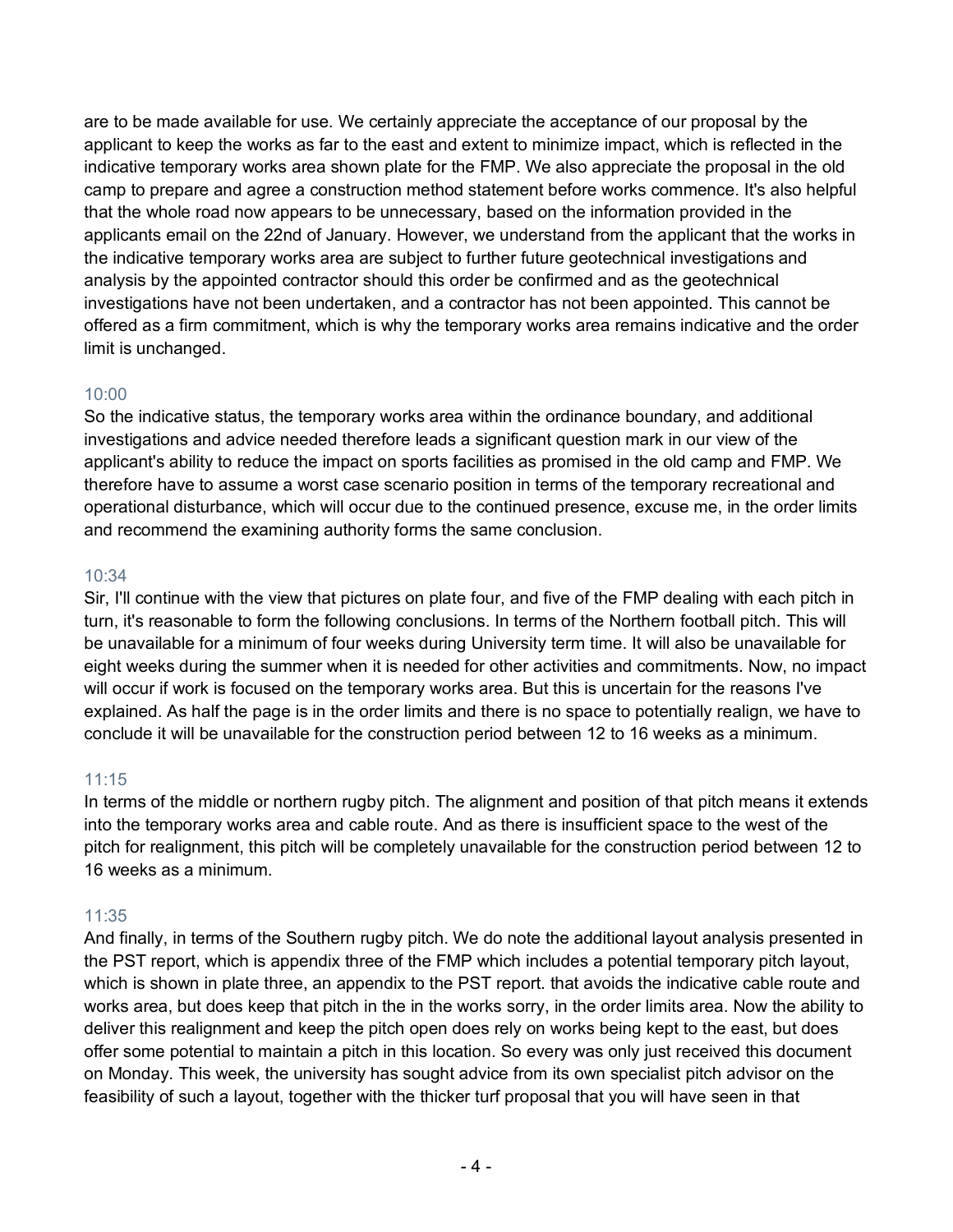are to be made available for use. We certainly appreciate the acceptance of our proposal by the applicant to keep the works as far to the east and extent to minimize impact, which is reflected in the indicative temporary works area shown plate for the FMP. We also appreciate the proposal in the old camp to prepare and agree a construction method statement before works commence. It's also helpful that the whole road now appears to be unnecessary, based on the information provided in the applicants email on the 22nd of January. However, we understand from the applicant that the works in the indicative temporary works area are subject to further future geotechnical investigations and analysis by the appointed contractor should this order be confirmed and as the geotechnical investigations have not been undertaken, and a contractor has not been appointed. This cannot be offered as a firm commitment, which is why the temporary works area remains indicative and the order limit is unchanged.

10:00

So the indicative status, the temporary works area within the ordinance boundary, and additional investigations and advice needed therefore leads a significant question mark in our view of the applicant's ability to reduce the impact on sports facilities as promised in the old camp and FMP. We therefore have to assume a worst case scenario position in terms of the temporary recreational and operational disturbance, which will occur due to the continued presence, excuse me, in the order limits and recommend the examining authority forms the same conclusion.

10:34

Sir, I'll continue with the view that pictures on plate four, and five of the FMP dealing with each pitch in turn, it's reasonable to form the following conclusions. In terms of the Northern football pitch. This will be unavailable for a minimum of four weeks during University term time. It will also be unavailable for eight weeks during the summer when it is needed for other activities and commitments. Now, no impact will occur if work is focused on the temporary works area. But this is uncertain for the reasons I've explained. As half the page is in the order limits and there is no space to potentially realign, we have to conclude it will be unavailable for the construction period between 12 to 16 weeks as a minimum.

11:15

In terms of the middle or northern rugby pitch. The alignment and position of that pitch means it extends into the temporary works area and cable route. And as there is insufficient space to the west of the pitch for realignment, this pitch will be completely unavailable for the construction period between 12 to 16 weeks as a minimum.

11:35

And finally, in terms of the Southern rugby pitch. We do note the additional layout analysis presented in the PST report, which is appendix three of the FMP which includes a potential temporary pitch layout, which is shown in plate three, an appendix to the PST report. that avoids the indicative cable route and works area, but does keep that pitch in the in the works sorry, in the order limits area. Now the ability to deliver this realignment and keep the pitch open does rely on works being kept to the east, but does offer some potential to maintain a pitch in this location. So every was only just received this document on Monday. This week, the university has sought advice from its own specialist pitch advisor on the feasibility of such a layout, together with the thicker turf proposal that you will have seen in that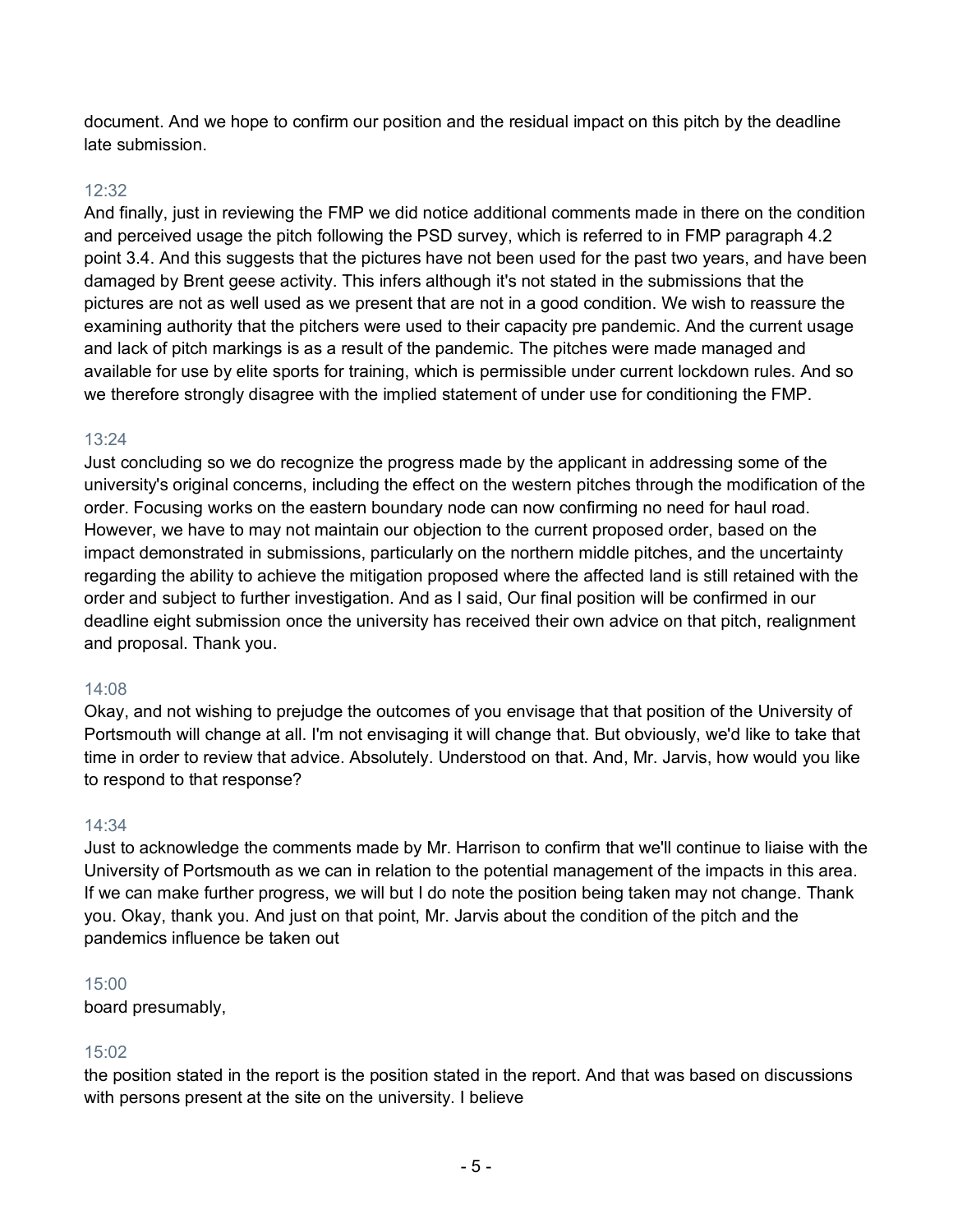document. And we hope to confirm our position and the residual impact on this pitch by the deadline late submission.

12:32

And finally, just in reviewing the FMP we did notice additional comments made in there on the condition and perceived usage the pitch following the PSD survey, which is referred to in FMP paragraph 4.2 point 3.4. And this suggests that the pictures have not been used for the past two years, and have been damaged by Brent geese activity. This infers although it's not stated in the submissions that the pictures are not as well used as we present that are not in a good condition. We wish to reassure the examining authority that the pitchers were used to their capacity pre pandemic. And the current usage and lack of pitch markings is as a result of the pandemic. The pitches were made managed and available for use by elite sports for training, which is permissible under current lockdown rules. And so we therefore strongly disagree with the implied statement of under use for conditioning the FMP.

13:24

Just concluding so we do recognize the progress made by the applicant in addressing some of the university's original concerns, including the effect on the western pitches through the modification of the order. Focusing works on the eastern boundary node can now confirming no need for haul road. However, we have to may not maintain our objection to the current proposed order, based on the impact demonstrated in submissions, particularly on the northern middle pitches, and the uncertainty regarding the ability to achieve the mitigation proposed where the affected land is still retained with the order and subject to further investigation. And as I said, Our final position will be confirmed in our deadline eight submission once the university has received their own advice on that pitch, realignment and proposal. Thank you.

14:08

Okay, and not wishing to prejudge the outcomes of you envisage that that position of the University of Portsmouth will change at all. I'm not envisaging it will change that. But obviously, we'd like to take that time in order to review that advice. Absolutely. Understood on that. And, Mr. Jarvis, how would you like to respond to that response?

14:34

Just to acknowledge the comments made by Mr. Harrison to confirm that we'll continue to liaise with the University of Portsmouth as we can in relation to the potential management of the impacts in this area. If we can make further progress, we will but I do note the position being taken may not change. Thank you. Okay, thank you. And just on that point, Mr. Jarvis about the condition of the pitch and the pandemics influence be taken out

15:00

board presumably,

15:02

the position stated in the report is the position stated in the report. And that was based on discussions with persons present at the site on the university. I believe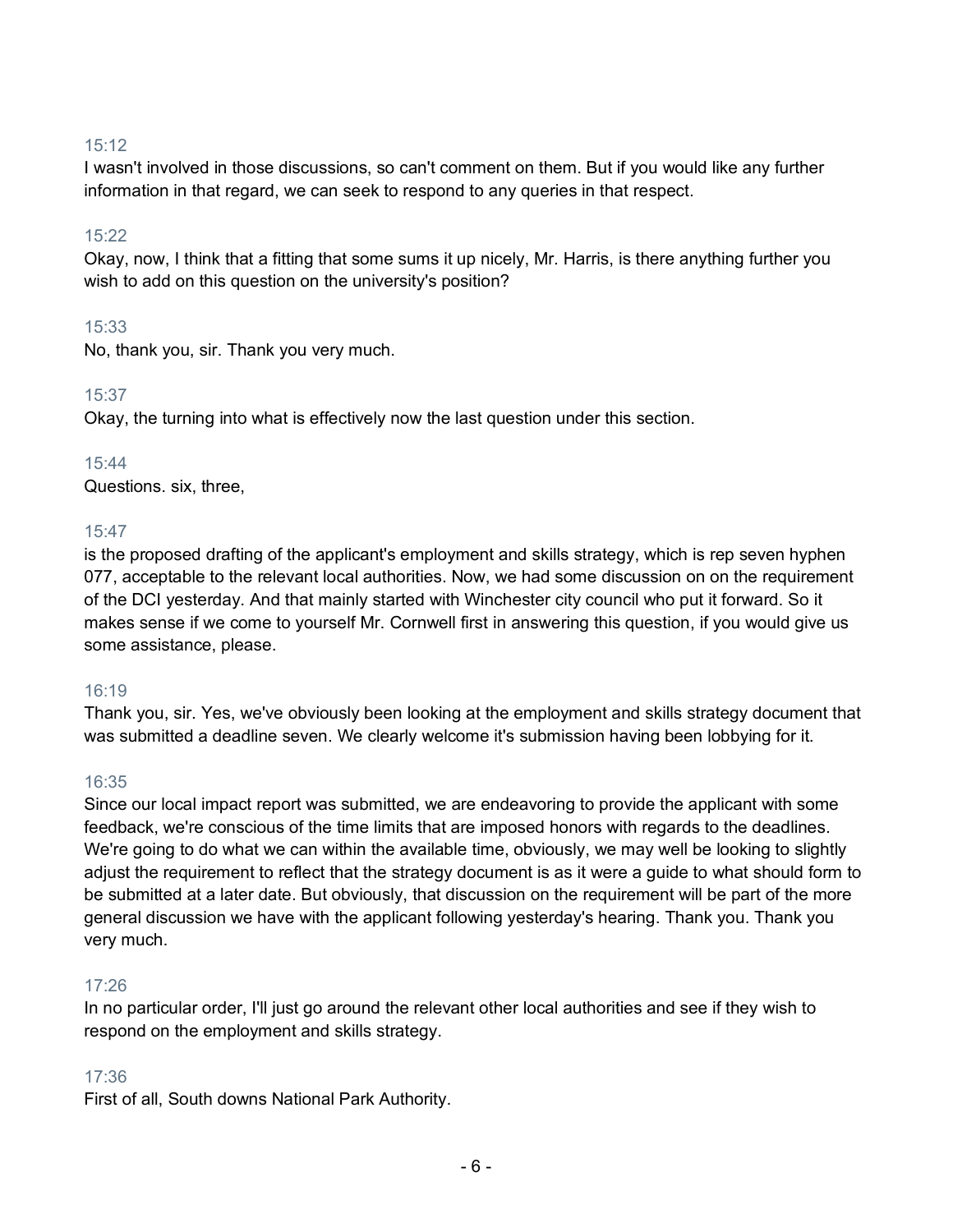15:12

I wasn't involved in those discussions, so can't comment on them. But if you would like any further information in that regard, we can seek to respond to any queries in that respect.

15:22

Okay, now, I think that a fitting that some sums it up nicely, Mr. Harris, is there anything further you wish to add on this question on the university's position?

15:33

No, thank you, sir. Thank you very much.

15:37

Okay, the turning into what is effectively now the last question under this section.

15:44

Questions. six, three,

15:47

is the proposed drafting of the applicant's employment and skills strategy, which is rep seven hyphen 077, acceptable to the relevant local authorities. Now, we had some discussion on on the requirement of the DCI yesterday. And that mainly started with Winchester city council who put it forward. So it makes sense if we come to yourself Mr. Cornwell first in answering this question, if you would give us some assistance, please.

16:19

Thank you, sir. Yes, we've obviously been looking at the employment and skills strategy document that was submitted a deadline seven. We clearly welcome it's submission having been lobbying for it.

16:35

Since our local impact report was submitted, we are endeavoring to provide the applicant with some feedback, we're conscious of the time limits that are imposed honors with regards to the deadlines. We're going to do what we can within the available time, obviously, we may well be looking to slightly adjust the requirement to reflect that the strategy document is as it were a guide to what should form to be submitted at a later date. But obviously, that discussion on the requirement will be part of the more general discussion we have with the applicant following yesterday's hearing. Thank you. Thank you very much.

17:26

In no particular order, I'll just go around the relevant other local authorities and see if they wish to respond on the employment and skills strategy.

17:36

First of all, South downs National Park Authority.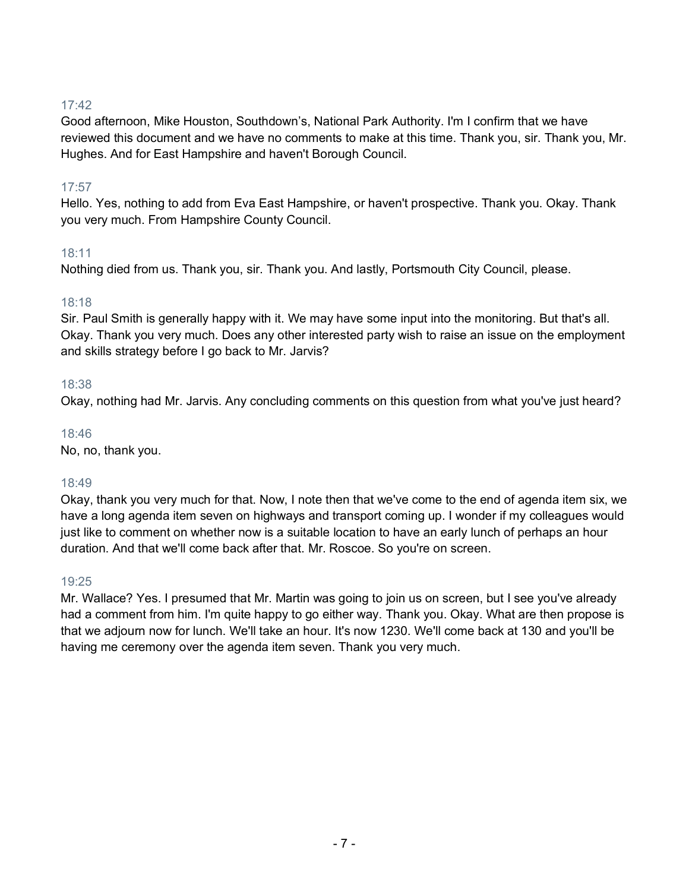17:42

Good afternoon, Mike Houston, Southdown's, National Park Authority. I'm I confirm that we have reviewed this document and we have no comments to make at this time. Thank you, sir. Thank you, Mr. Hughes. And for East Hampshire and haven't Borough Council.

17:57

Hello. Yes, nothing to add from Eva East Hampshire, or haven't prospective. Thank you. Okay. Thank you very much. From Hampshire County Council.

18:11

Nothing died from us. Thank you, sir. Thank you. And lastly, Portsmouth City Council, please.

18:18

Sir. Paul Smith is generally happy with it. We may have some input into the monitoring. But that's all. Okay. Thank you very much. Does any other interested party wish to raise an issue on the employment and skills strategy before I go back to Mr. Jarvis?

18:38

Okay, nothing had Mr. Jarvis. Any concluding comments on this question from what you've just heard?

18:46

No, no, thank you.

18:49

Okay, thank you very much for that. Now, I note then that we've come to the end of agenda item six, we have a long agenda item seven on highways and transport coming up. I wonder if my colleagues would just like to comment on whether now is a suitable location to have an early lunch of perhaps an hour duration. And that we'll come back after that. Mr. Roscoe. So you're on screen.

19:25

Mr. Wallace? Yes. I presumed that Mr. Martin was going to join us on screen, but I see you've already had a comment from him. I'm quite happy to go either way. Thank you. Okay. What are then propose is that we adjourn now for lunch. We'll take an hour. It's now 1230. We'll come back at 130 and you'll be having me ceremony over the agenda item seven. Thank you very much.